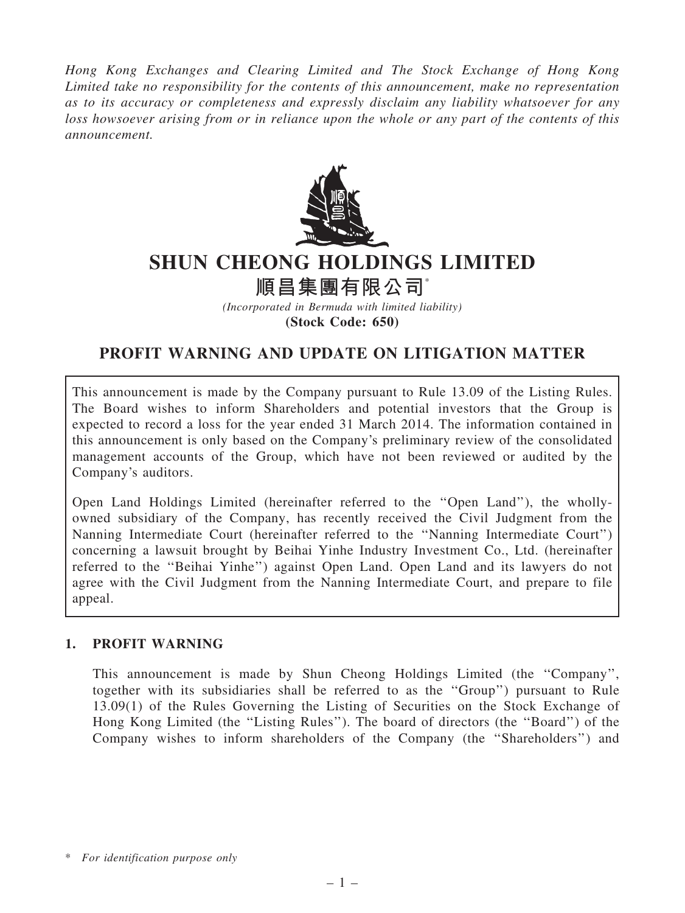*Hong Kong Exchanges and Clearing Limited and The Stock Exchange of Hong Kong Limited take no responsibility for the contents of this announcement, make no representation as to its accuracy or completeness and expressly disclaim any liability whatsoever for any loss howsoever arising from or in reliance upon the whole or any part of the contents of this announcement.*

# SHUN CHEONG HOLDINGS LIMITED

# 順昌集團有限公司*

*(Incorporated in Bermuda with limited liability)*

**(Stock Code: 650)**

## PROFIT WARNING AND UPDATE ON LITIGATION MATTER

This announcement is made by the Company pursuant to Rule 13.09 of the Listing Rules. The Board wishes to inform Shareholders and potential investors that the Group is expected to record a loss for the year ended 31 March 2014. The information contained in this announcement is only based on the Company's preliminary review of the consolidated management accounts of the Group, which have not been reviewed or audited by the Company's auditors.

Open Land Holdings Limited (hereinafter referred to the "Open Land"), the wholly-owned subsidiary of the Company, has recently received the Civil Judgment from the Nanning Intermediate Court (hereinafter referred to the "Nanning Intermediate Court") concerning a lawsuit brought by Beihai Yinhe Industry Investment Co., Ltd. (hereinafter referred to the "Beihai Yinhe") against Open Land. Open Land and its lawyers do not agree with the Civil Judgment from the Nanning Intermediate Court, and prepare to file appeal.

### 1. PROFIT WARNING

This announcement is made by Shun Cheong Holdings Limited (the "Company", together with its subsidiaries shall be referred to as the "Group") pursuant to Rule 13.09(1) of the Rules Governing the Listing of Securities on the Stock Exchange of Hong Kong Limited (the "Listing Rules"). The board of directors (the "Board") of the Company wishes to inform shareholders of the Company (the "Shareholders") and

\* *For identification purpose only*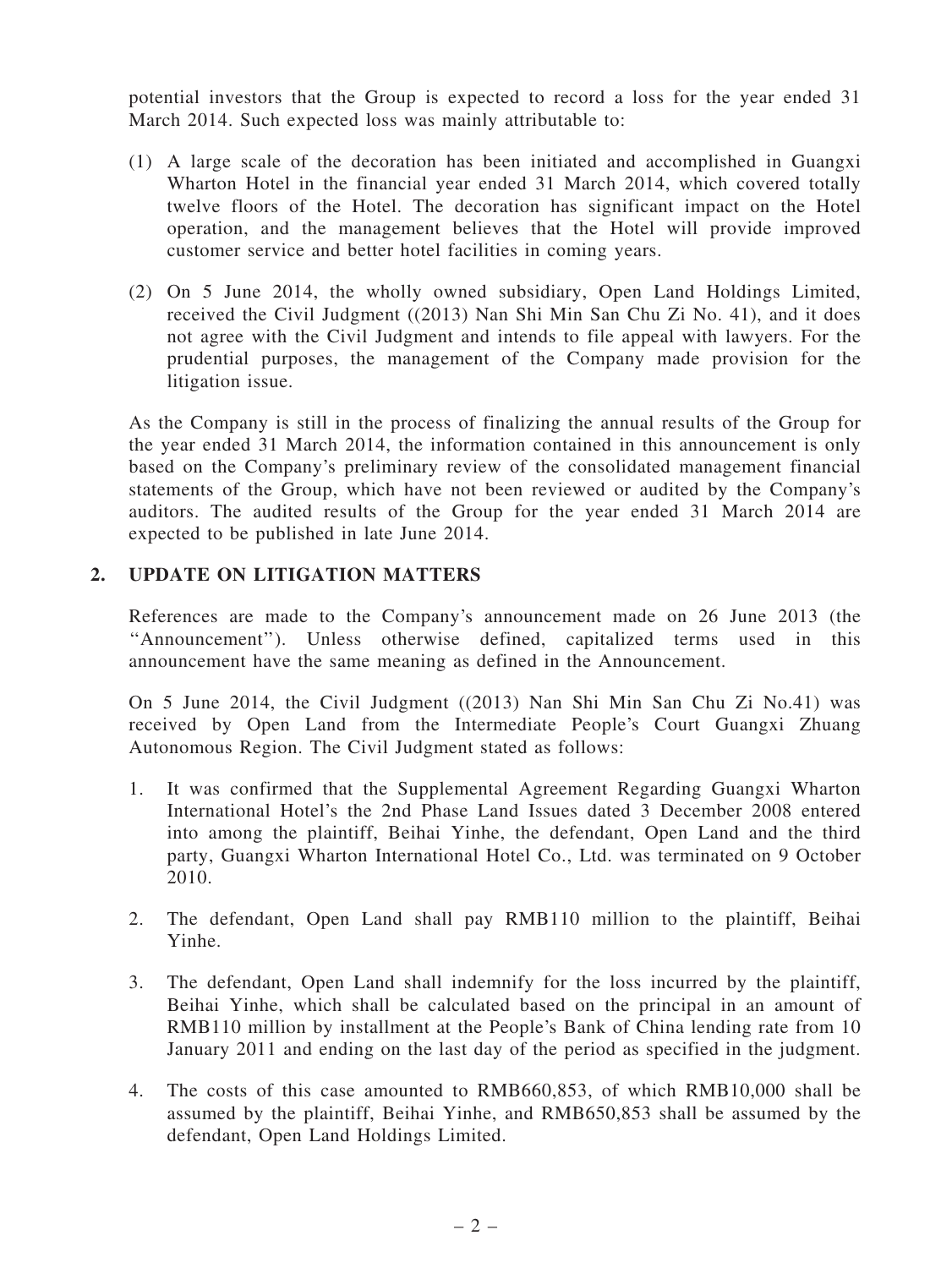potential investors that the Group is expected to record a loss for the year ended 31 March 2014. Such expected loss was mainly attributable to:

(1) A large scale of the decoration has been initiated and accomplished in Guangxi Wharton Hotel in the financial year ended 31 March 2014, which covered totally twelve floors of the Hotel. The decoration has significant impact on the Hotel operation, and the management believes that the Hotel will provide improved customer service and better hotel facilities in coming years.

(2) On 5 June 2014, the wholly owned subsidiary, Open Land Holdings Limited, received the Civil Judgment ((2013) Nan Shi Min San Chu Zi No. 41), and it does not agree with the Civil Judgment and intends to file appeal with lawyers. For the prudential purposes, the management of the Company made provision for the litigation issue.

As the Company is still in the process of finalizing the annual results of the Group for the year ended 31 March 2014, the information contained in this announcement is only based on the Company's preliminary review of the consolidated management financial statements of the Group, which have not been reviewed or audited by the Company's auditors. The audited results of the Group for the year ended 31 March 2014 are expected to be published in late June 2014.

## 2. UPDATE ON LITIGATION MATTERS

References are made to the Company's announcement made on 26 June 2013 (the "Announcement"). Unless otherwise defined, capitalized terms used in this announcement have the same meaning as defined in the Announcement.

On 5 June 2014, the Civil Judgment ((2013) Nan Shi Min San Chu Zi No.41) was received by Open Land from the Intermediate People's Court Guangxi Zhuang Autonomous Region. The Civil Judgment stated as follows:

1. It was confirmed that the Supplemental Agreement Regarding Guangxi Wharton International Hotel's the 2nd Phase Land Issues dated 3 December 2008 entered into among the plaintiff, Beihai Yinhe, the defendant, Open Land and the third party, Guangxi Wharton International Hotel Co., Ltd. was terminated on 9 October 2010.

2. The defendant, Open Land shall pay RMB110 million to the plaintiff, Beihai Yinhe.

3. The defendant, Open Land shall indemnify for the loss incurred by the plaintiff, Beihai Yinhe, which shall be calculated based on the principal in an amount of RMB110 million by installment at the People's Bank of China lending rate from 10 January 2011 and ending on the last day of the period as specified in the judgment.

4. The costs of this case amounted to RMB660,853, of which RMB10,000 shall be assumed by the plaintiff, Beihai Yinhe, and RMB650,853 shall be assumed by the defendant, Open Land Holdings Limited.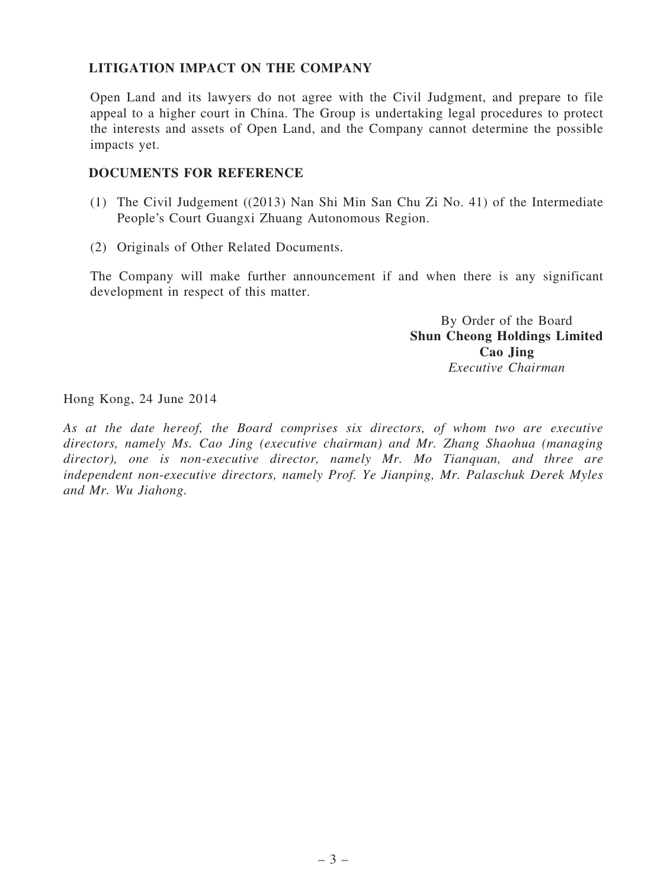## LITIGATION IMPACT ON THE COMPANY

Open Land and its lawyers do not agree with the Civil Judgment, and prepare to file appeal to a higher court in China. The Group is undertaking legal procedures to protect the interests and assets of Open Land, and the Company cannot determine the possible impacts yet.

## DOCUMENTS FOR REFERENCE

(1) The Civil Judgement ((2013) Nan Shi Min San Chu Zi No. 41) of the Intermediate People's Court Guangxi Zhuang Autonomous Region.

(2) Originals of Other Related Documents.

The Company will make further announcement if and when there is any significant development in respect of this matter.

By Order of the Board
**Shun Cheong Holdings Limited**
**Cao Jing**
*Executive Chairman*

Hong Kong, 24 June 2014

*As at the date hereof, the Board comprises six directors, of whom two are executive directors, namely Ms. Cao Jing (executive chairman) and Mr. Zhang Shaohua (managing director), one is non-executive director, namely Mr. Mo Tianquan, and three are independent non-executive directors, namely Prof. Ye Jianping, Mr. Palaschuk Derek Myles and Mr. Wu Jiahong.*